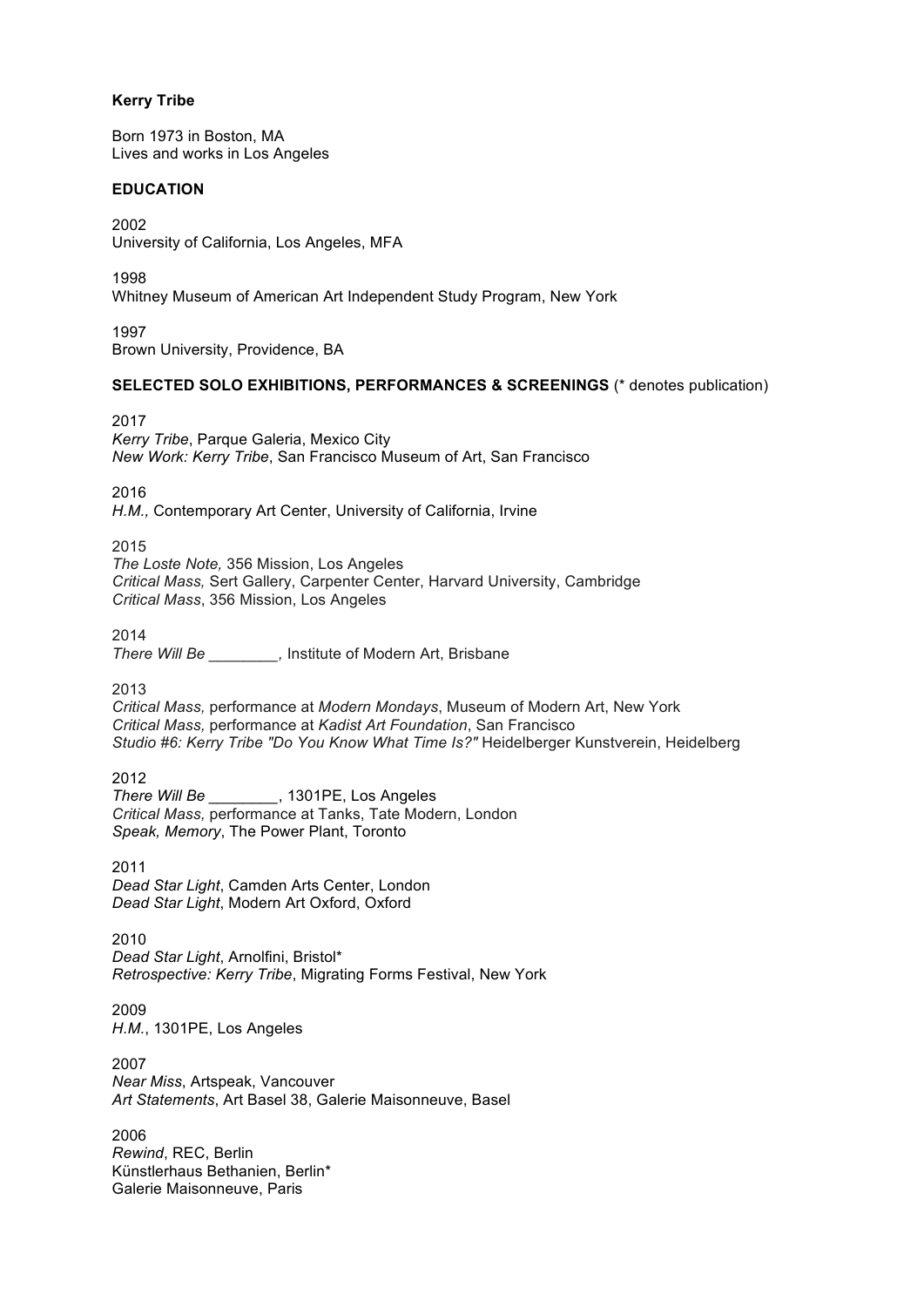**Kerry Tribe**

Born 1973 in Boston, MA
Lives and works in Los Angeles

**EDUCATION**

2002
University of California, Los Angeles, MFA

1998
Whitney Museum of American Art Independent Study Program, New York

1997
Brown University, Providence, BA

**SELECTED SOLO EXHIBITIONS, PERFORMANCES & SCREENINGS** (* denotes publication)

2017
*Kerry Tribe*, Parque Galeria, Mexico City
*New Work: Kerry Tribe*, San Francisco Museum of Art, San Francisco

2016
*H.M.,* Contemporary Art Center, University of California, Irvine

2015
*The Loste Note,* 356 Mission, Los Angeles
*Critical Mass,* Sert Gallery, Carpenter Center, Harvard University, Cambridge
*Critical Mass*, 356 Mission, Los Angeles

2014
*There Will Be ________,* Institute of Modern Art, Brisbane

2013
*Critical Mass,* performance at *Modern Mondays*, Museum of Modern Art, New York
*Critical Mass,* performance at *Kadist Art Foundation*, San Francisco
*Studio #6: Kerry Tribe "Do You Know What Time Is?"* Heidelberger Kunstverein, Heidelberg

2012
*There Will Be ________*, 1301PE, Los Angeles
*Critical Mass,* performance at Tanks, Tate Modern, London
*Speak, Memory*, The Power Plant, Toronto

2011
*Dead Star Light*, Camden Arts Center, London
*Dead Star Light*, Modern Art Oxford, Oxford

2010
*Dead Star Light*, Arnolfini, Bristol*
*Retrospective: Kerry Tribe*, Migrating Forms Festival, New York

2009
*H.M.*, 1301PE, Los Angeles

2007
*Near Miss*, Artspeak, Vancouver
*Art Statements*, Art Basel 38, Galerie Maisonneuve, Basel

2006
*Rewind*, REC, Berlin
Künstlerhaus Bethanien, Berlin*
Galerie Maisonneuve, Paris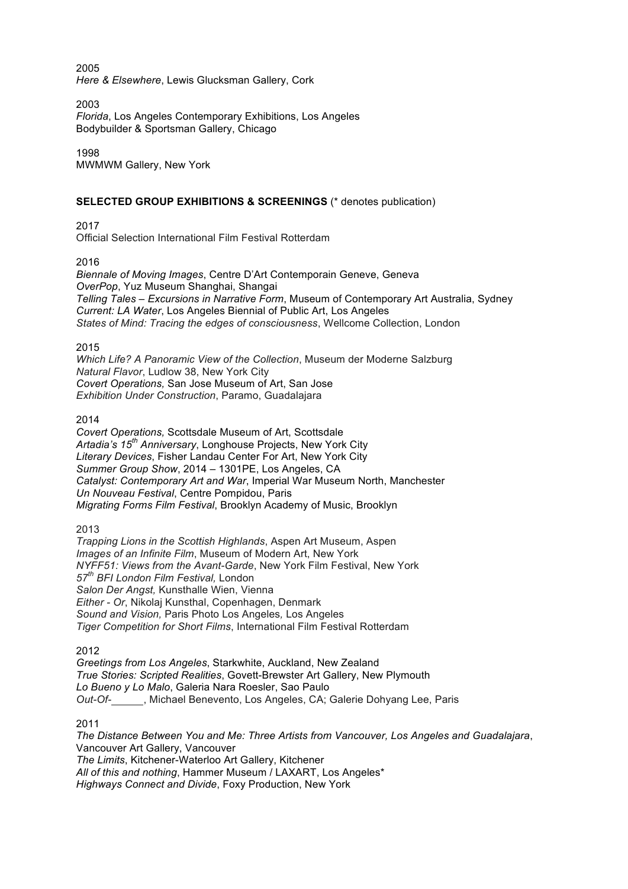2005

*Here & Elsewhere*, Lewis Glucksman Gallery, Cork

2003

*Florida*, Los Angeles Contemporary Exhibitions, Los Angeles
Bodybuilder & Sportsman Gallery, Chicago

1998

MWMWM Gallery, New York

**SELECTED GROUP EXHIBITIONS & SCREENINGS** (* denotes publication)

2017

Official Selection International Film Festival Rotterdam

2016

*Biennale of Moving Images*, Centre D'Art Contemporain Geneve, Geneva
*OverPop*, Yuz Museum Shanghai, Shangai
*Telling Tales – Excursions in Narrative Form*, Museum of Contemporary Art Australia, Sydney
*Current: LA Water*, Los Angeles Biennial of Public Art, Los Angeles
*States of Mind: Tracing the edges of consciousness*, Wellcome Collection, London

2015

*Which Life? A Panoramic View of the Collection*, Museum der Moderne Salzburg
*Natural Flavor*, Ludlow 38, New York City
*Covert Operations,* San Jose Museum of Art, San Jose
*Exhibition Under Construction*, Paramo, Guadalajara

2014

*Covert Operations,* Scottsdale Museum of Art, Scottsdale
*Artadia's 15th Anniversary*, Longhouse Projects, New York City
*Literary Devices*, Fisher Landau Center For Art, New York City
*Summer Group Show*, 2014 – 1301PE, Los Angeles, CA
*Catalyst: Contemporary Art and War*, Imperial War Museum North, Manchester
*Un Nouveau Festival*, Centre Pompidou, Paris
*Migrating Forms Film Festival*, Brooklyn Academy of Music, Brooklyn

2013

*Trapping Lions in the Scottish Highlands*, Aspen Art Museum, Aspen
*Images of an Infinite Film*, Museum of Modern Art, New York
*NYFF51: Views from the Avant-Garde*, New York Film Festival, New York
*57th BFI London Film Festival,* London
*Salon Der Angst,* Kunsthalle Wien, Vienna
*Either - Or*, Nikolaj Kunsthal, Copenhagen, Denmark
*Sound and Vision,* Paris Photo Los Angeles*,* Los Angeles
*Tiger Competition for Short Films*, International Film Festival Rotterdam

2012

*Greetings from Los Angeles*, Starkwhite, Auckland, New Zealand
*True Stories: Scripted Realities*, Govett-Brewster Art Gallery, New Plymouth
*Lo Bueno y Lo Malo*, Galeria Nara Roesler, Sao Paulo
*Out-Of-\_\_\_\_\_\_*, Michael Benevento, Los Angeles, CA; Galerie Dohyang Lee, Paris

2011

*The Distance Between You and Me: Three Artists from Vancouver, Los Angeles and Guadalajara*, Vancouver Art Gallery, Vancouver
*The Limits*, Kitchener-Waterloo Art Gallery, Kitchener
*All of this and nothing*, Hammer Museum / LAXART, Los Angeles*
*Highways Connect and Divide*, Foxy Production, New York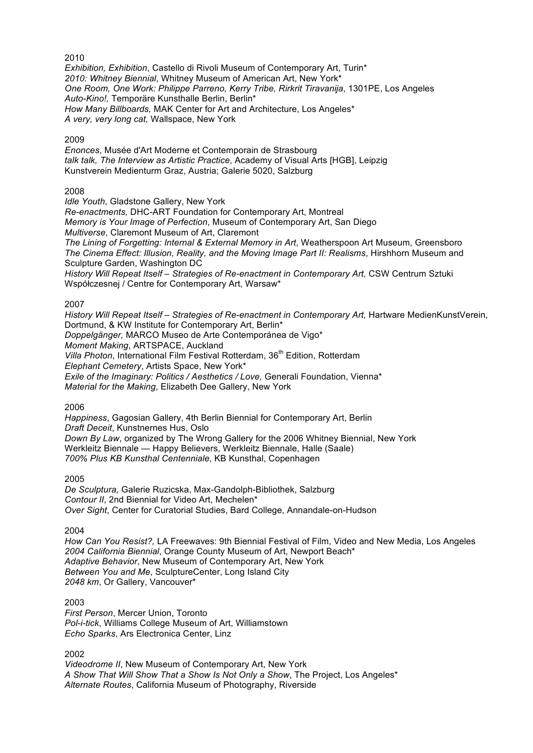2010

*Exhibition, Exhibition*, Castello di Rivoli Museum of Contemporary Art, Turin*
*2010: Whitney Biennial*, Whitney Museum of American Art, New York*
*One Room, One Work: Philippe Parreno, Kerry Tribe, Rirkrit Tiravanija*, 1301PE, Los Angeles
*Auto-Kino!,* Temporäre Kunsthalle Berlin, Berlin*
*How Many Billboards,* MAK Center for Art and Architecture, Los Angeles*
*A very, very long cat,* Wallspace, New York

2009

*Enonces*, Musée d'Art Moderne et Contemporain de Strasbourg
*talk talk, The Interview as Artistic Practice*, Academy of Visual Arts [HGB], Leipzig
Kunstverein Medienturm Graz, Austria; Galerie 5020, Salzburg

2008

*Idle Youth*, Gladstone Gallery, New York
*Re-enactments,* DHC-ART Foundation for Contemporary Art, Montreal
*Memory is Your Image of Perfection*, Museum of Contemporary Art, San Diego
*Multiverse*, Claremont Museum of Art, Claremont
*The Lining of Forgetting: Internal & External Memory in Art*, Weatherspoon Art Museum, Greensboro
*The Cinema Effect: Illusion, Reality, and the Moving Image Part II: Realisms*, Hirshhorn Museum and Sculpture Garden, Washington DC
*History Will Repeat Itself – Strategies of Re-enactment in Contemporary Art,* CSW Centrum Sztuki Współczesnej / Centre for Contemporary Art, Warsaw*

2007

*History Will Repeat Itself – Strategies of Re-enactment in Contemporary Art,* Hartware MedienKunstVerein, Dortmund, & KW Institute for Contemporary Art, Berlin*
*Doppelgänger,* MARCO Museo de Arte Contemporánea de Vigo*
*Moment Making*, ARTSPACE, Auckland
*Villa Photon*, International Film Festival Rotterdam, 36th Edition, Rotterdam
*Elephant Cemetery*, Artists Space, New York*
*Exile of the Imaginary: Politics / Aesthetics / Love,* Generali Foundation, Vienna*
*Material for the Making*, Elizabeth Dee Gallery, New York

2006

*Happiness*, Gagosian Gallery, 4th Berlin Biennial for Contemporary Art, Berlin
*Draft Deceit*, Kunstnernes Hus, Oslo
*Down By Law*, organized by The Wrong Gallery for the 2006 Whitney Biennial, New York
Werkleitz Biennale — Happy Believers, Werkleitz Biennale, Halle (Saale)
*700% Plus KB Kunsthal Centenniale*, KB Kunsthal, Copenhagen

2005

*De Sculptura,* Galerie Ruzicska, Max-Gandolph-Bibliothek, Salzburg
*Contour II*, 2nd Biennial for Video Art, Mechelen*
*Over Sight*, Center for Curatorial Studies, Bard College, Annandale-on-Hudson

2004

*How Can You Resist?,* LA Freewaves: 9th Biennial Festival of Film, Video and New Media, Los Angeles
*2004 California Biennial*, Orange County Museum of Art, Newport Beach*
*Adaptive Behavior*, New Museum of Contemporary Art, New York
*Between You and Me*, SculptureCenter, Long Island City
*2048 km*, Or Gallery, Vancouver*

2003

*First Person*, Mercer Union, Toronto
*Pol-i-tick*, Williams College Museum of Art, Williamstown
*Echo Sparks*, Ars Electronica Center, Linz

2002

*Videodrome II*, New Museum of Contemporary Art, New York
*A Show That Will Show That a Show Is Not Only a Show*, The Project, Los Angeles*
*Alternate Routes*, California Museum of Photography, Riverside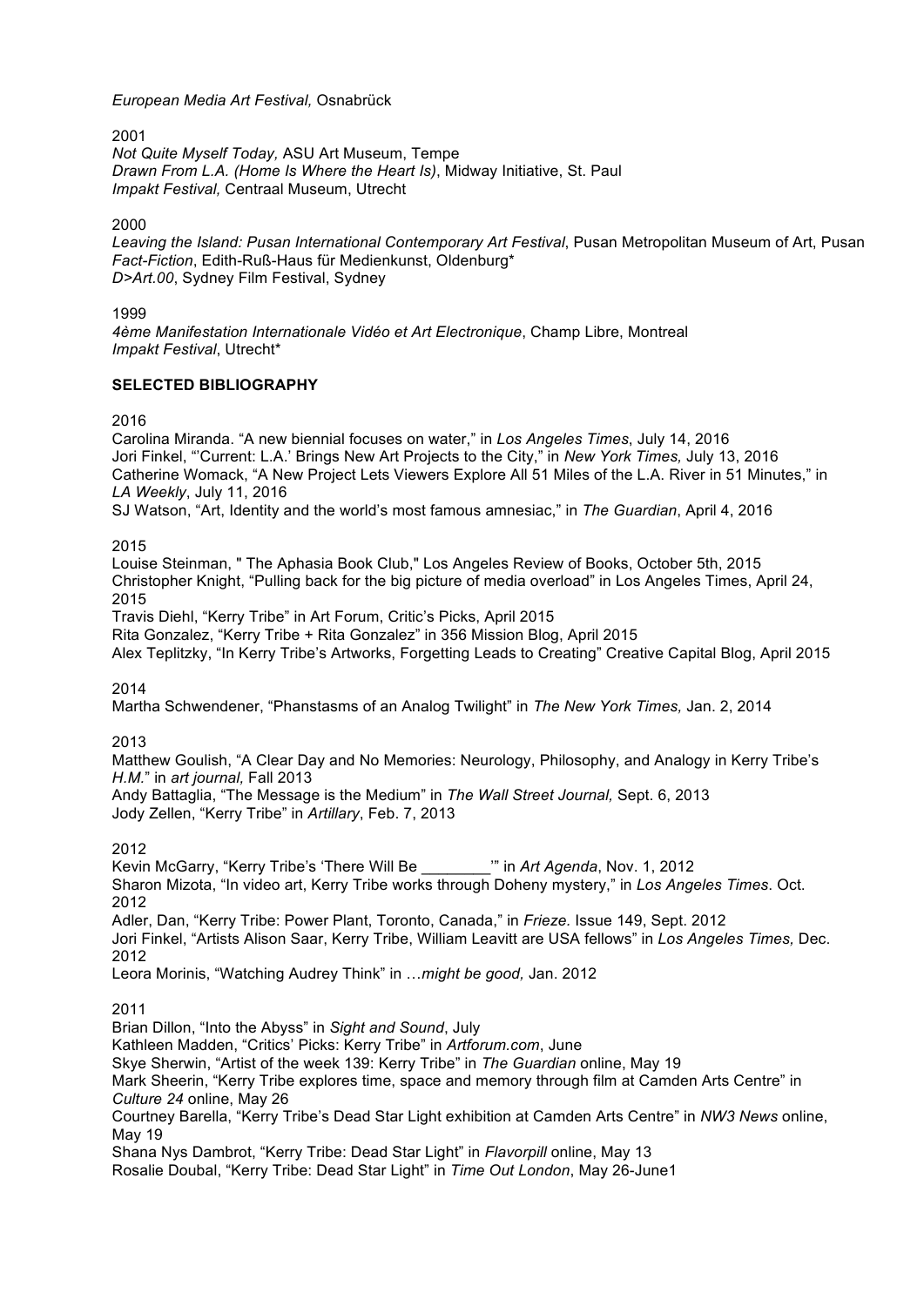*European Media Art Festival,* Osnabrück

2001

*Not Quite Myself Today,* ASU Art Museum, Tempe
*Drawn From L.A. (Home Is Where the Heart Is)*, Midway Initiative, St. Paul
*Impakt Festival,* Centraal Museum, Utrecht

2000

*Leaving the Island: Pusan International Contemporary Art Festival*, Pusan Metropolitan Museum of Art, Pusan
*Fact-Fiction*, Edith-Ruß-Haus für Medienkunst, Oldenburg*
*D>Art.00*, Sydney Film Festival, Sydney

1999

*4ème Manifestation Internationale Vidéo et Art Electronique*, Champ Libre, Montreal
*Impakt Festival*, Utrecht*

**SELECTED BIBLIOGRAPHY**

2016

Carolina Miranda. "A new biennial focuses on water," in *Los Angeles Times*, July 14, 2016
Jori Finkel, "'Current: L.A.' Brings New Art Projects to the City," in *New York Times,* July 13, 2016
Catherine Womack, "A New Project Lets Viewers Explore All 51 Miles of the L.A. River in 51 Minutes," in *LA Weekly*, July 11, 2016
SJ Watson, "Art, Identity and the world's most famous amnesiac," in *The Guardian*, April 4, 2016

2015

Louise Steinman, " The Aphasia Book Club," Los Angeles Review of Books, October 5th, 2015
Christopher Knight, "Pulling back for the big picture of media overload" in Los Angeles Times, April 24, 2015
Travis Diehl, "Kerry Tribe" in Art Forum, Critic's Picks, April 2015
Rita Gonzalez, "Kerry Tribe + Rita Gonzalez" in 356 Mission Blog, April 2015
Alex Teplitzky, "In Kerry Tribe's Artworks, Forgetting Leads to Creating" Creative Capital Blog, April 2015

2014

Martha Schwendener, "Phanstasms of an Analog Twilight" in *The New York Times,* Jan. 2, 2014

2013

Matthew Goulish, "A Clear Day and No Memories: Neurology, Philosophy, and Analogy in Kerry Tribe's *H.M.*" in *art journal,* Fall 2013
Andy Battaglia, "The Message is the Medium" in *The Wall Street Journal,* Sept. 6, 2013
Jody Zellen, "Kerry Tribe" in *Artillary*, Feb. 7, 2013

2012

Kevin McGarry, "Kerry Tribe's 'There Will Be ________'" in *Art Agenda*, Nov. 1, 2012
Sharon Mizota, "In video art, Kerry Tribe works through Doheny mystery," in *Los Angeles Times*. Oct. 2012
Adler, Dan, "Kerry Tribe: Power Plant, Toronto, Canada," in *Frieze.* Issue 149, Sept. 2012
Jori Finkel, "Artists Alison Saar, Kerry Tribe, William Leavitt are USA fellows" in *Los Angeles Times,* Dec. 2012
Leora Morinis, "Watching Audrey Think" in *…might be good,* Jan. 2012

2011

Brian Dillon, "Into the Abyss" in *Sight and Sound*, July
Kathleen Madden, "Critics' Picks: Kerry Tribe" in *Artforum.com*, June
Skye Sherwin, "Artist of the week 139: Kerry Tribe" in *The Guardian* online, May 19
Mark Sheerin, "Kerry Tribe explores time, space and memory through film at Camden Arts Centre" in *Culture 24* online, May 26
Courtney Barella, "Kerry Tribe's Dead Star Light exhibition at Camden Arts Centre" in *NW3 News* online, May 19
Shana Nys Dambrot, "Kerry Tribe: Dead Star Light" in *Flavorpill* online, May 13
Rosalie Doubal, "Kerry Tribe: Dead Star Light" in *Time Out London*, May 26-June1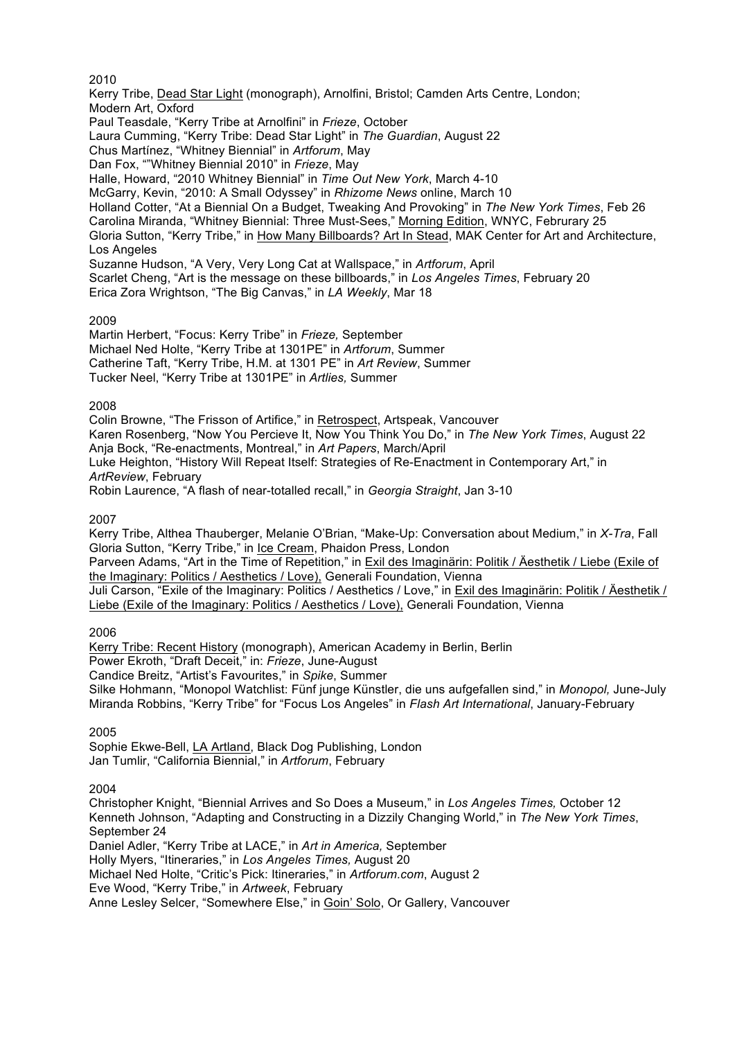2010

Kerry Tribe, Dead Star Light (monograph), Arnolfini, Bristol; Camden Arts Centre, London; Modern Art, Oxford

Paul Teasdale, “Kerry Tribe at Arnolfini” in *Frieze*, October

Laura Cumming, “Kerry Tribe: Dead Star Light” in *The Guardian*, August 22

Chus Martínez, “Whitney Biennial” in *Artforum*, May

Dan Fox, “”Whitney Biennial 2010” in *Frieze*, May

Halle, Howard, “2010 Whitney Biennial” in *Time Out New York*, March 4-10

McGarry, Kevin, “2010: A Small Odyssey” in *Rhizome News* online, March 10

Holland Cotter, “At a Biennial On a Budget, Tweaking And Provoking” in *The New York Times*, Feb 26

Carolina Miranda, “Whitney Biennial: Three Must-Sees,” Morning Edition, WNYC, Februrary 25

Gloria Sutton, “Kerry Tribe,” in How Many Billboards? Art In Stead, MAK Center for Art and Architecture, Los Angeles

Suzanne Hudson, “A Very, Very Long Cat at Wallspace,” in *Artforum*, April

Scarlet Cheng, “Art is the message on these billboards,” in *Los Angeles Times*, February 20

Erica Zora Wrightson, “The Big Canvas,” in *LA Weekly*, Mar 18

2009

Martin Herbert, “Focus: Kerry Tribe” in *Frieze,* September

Michael Ned Holte, “Kerry Tribe at 1301PE” in *Artforum*, Summer

Catherine Taft, “Kerry Tribe, H.M. at 1301 PE” in *Art Review*, Summer

Tucker Neel, “Kerry Tribe at 1301PE” in *Artlies,* Summer

2008

Colin Browne, “The Frisson of Artifice,” in Retrospect, Artspeak, Vancouver

Karen Rosenberg, “Now You Percieve It, Now You Think You Do,” in *The New York Times*, August 22

Anja Bock, “Re-enactments, Montreal,” in *Art Papers*, March/April

Luke Heighton, “History Will Repeat Itself: Strategies of Re-Enactment in Contemporary Art,” in *ArtReview*, February

Robin Laurence, “A flash of near-totalled recall,” in *Georgia Straight*, Jan 3-10

2007

Kerry Tribe, Althea Thauberger, Melanie O’Brian, “Make-Up: Conversation about Medium,” in *X-Tra*, Fall

Gloria Sutton, “Kerry Tribe,” in Ice Cream, Phaidon Press, London

Parveen Adams, “Art in the Time of Repetition,” in Exil des Imaginärin: Politik / Äesthetik / Liebe (Exile of the Imaginary: Politics / Aesthetics / Love), Generali Foundation, Vienna

Juli Carson, “Exile of the Imaginary: Politics / Aesthetics / Love,” in Exil des Imaginärin: Politik / Äesthetik / Liebe (Exile of the Imaginary: Politics / Aesthetics / Love), Generali Foundation, Vienna

2006

Kerry Tribe: Recent History (monograph), American Academy in Berlin, Berlin

Power Ekroth, “Draft Deceit,” in: *Frieze*, June-August

Candice Breitz, “Artist’s Favourites,” in *Spike*, Summer

Silke Hohmann, “Monopol Watchlist: Fünf junge Künstler, die uns aufgefallen sind,” in *Monopol,* June-July

Miranda Robbins, “Kerry Tribe” for “Focus Los Angeles” in *Flash Art International*, January-February

2005

Sophie Ekwe-Bell, LA Artland, Black Dog Publishing, London

Jan Tumlir, “California Biennial,” in *Artforum*, February

2004

Christopher Knight, “Biennial Arrives and So Does a Museum,” in *Los Angeles Times,* October 12

Kenneth Johnson, “Adapting and Constructing in a Dizzily Changing World,” in *The New York Times*, September 24

Daniel Adler, “Kerry Tribe at LACE,” in *Art in America,* September

Holly Myers, “Itineraries,” in *Los Angeles Times,* August 20

Michael Ned Holte, “Critic’s Pick: Itineraries,” in *Artforum.com*, August 2

Eve Wood, “Kerry Tribe,” in *Artweek*, February

Anne Lesley Selcer, “Somewhere Else,” in Goin’ Solo, Or Gallery, Vancouver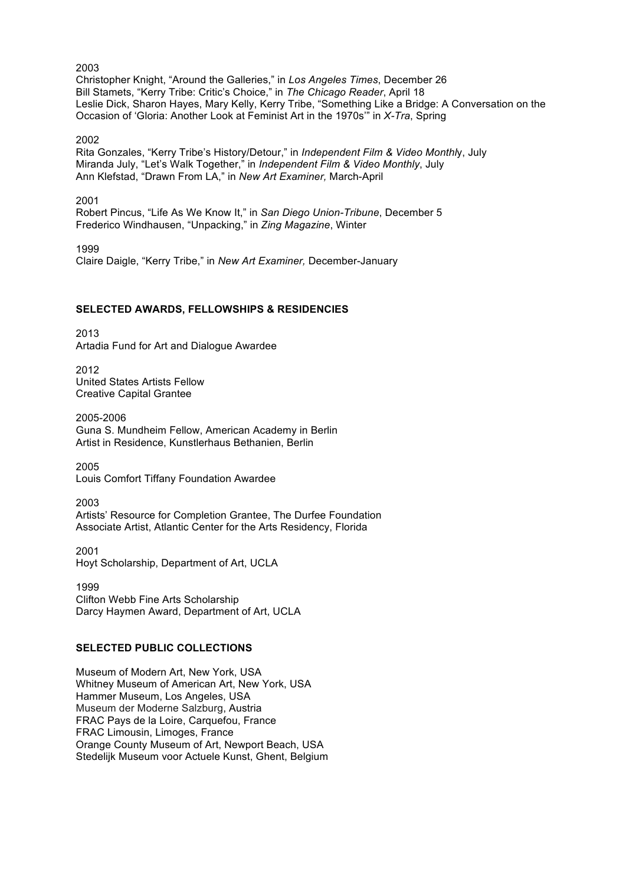2003
Christopher Knight, "Around the Galleries," in *Los Angeles Times*, December 26
Bill Stamets, "Kerry Tribe: Critic's Choice," in *The Chicago Reader*, April 18
Leslie Dick, Sharon Hayes, Mary Kelly, Kerry Tribe, "Something Like a Bridge: A Conversation on the Occasion of 'Gloria: Another Look at Feminist Art in the 1970s'" in *X-Tra*, Spring

2002
Rita Gonzales, "Kerry Tribe's History/Detour," in *Independent Film & Video Monthly*, July
Miranda July, "Let's Walk Together," in *Independent Film & Video Monthly*, July
Ann Klefstad, "Drawn From LA," in *New Art Examiner,* March-April

2001
Robert Pincus, "Life As We Know It," in *San Diego Union-Tribune*, December 5
Frederico Windhausen, "Unpacking," in *Zing Magazine*, Winter

1999
Claire Daigle, "Kerry Tribe," in *New Art Examiner,* December-January

**SELECTED AWARDS, FELLOWSHIPS & RESIDENCIES**

2013
Artadia Fund for Art and Dialogue Awardee

2012
United States Artists Fellow
Creative Capital Grantee

2005-2006
Guna S. Mundheim Fellow, American Academy in Berlin
Artist in Residence, Kunstlerhaus Bethanien, Berlin

2005
Louis Comfort Tiffany Foundation Awardee

2003
Artists' Resource for Completion Grantee, The Durfee Foundation
Associate Artist, Atlantic Center for the Arts Residency, Florida

2001
Hoyt Scholarship, Department of Art, UCLA

1999
Clifton Webb Fine Arts Scholarship
Darcy Haymen Award, Department of Art, UCLA

**SELECTED PUBLIC COLLECTIONS**

Museum of Modern Art, New York, USA
Whitney Museum of American Art, New York, USA
Hammer Museum, Los Angeles, USA
Museum der Moderne Salzburg, Austria
FRAC Pays de la Loire, Carquefou, France
FRAC Limousin, Limoges, France
Orange County Museum of Art, Newport Beach, USA
Stedelijk Museum voor Actuele Kunst, Ghent, Belgium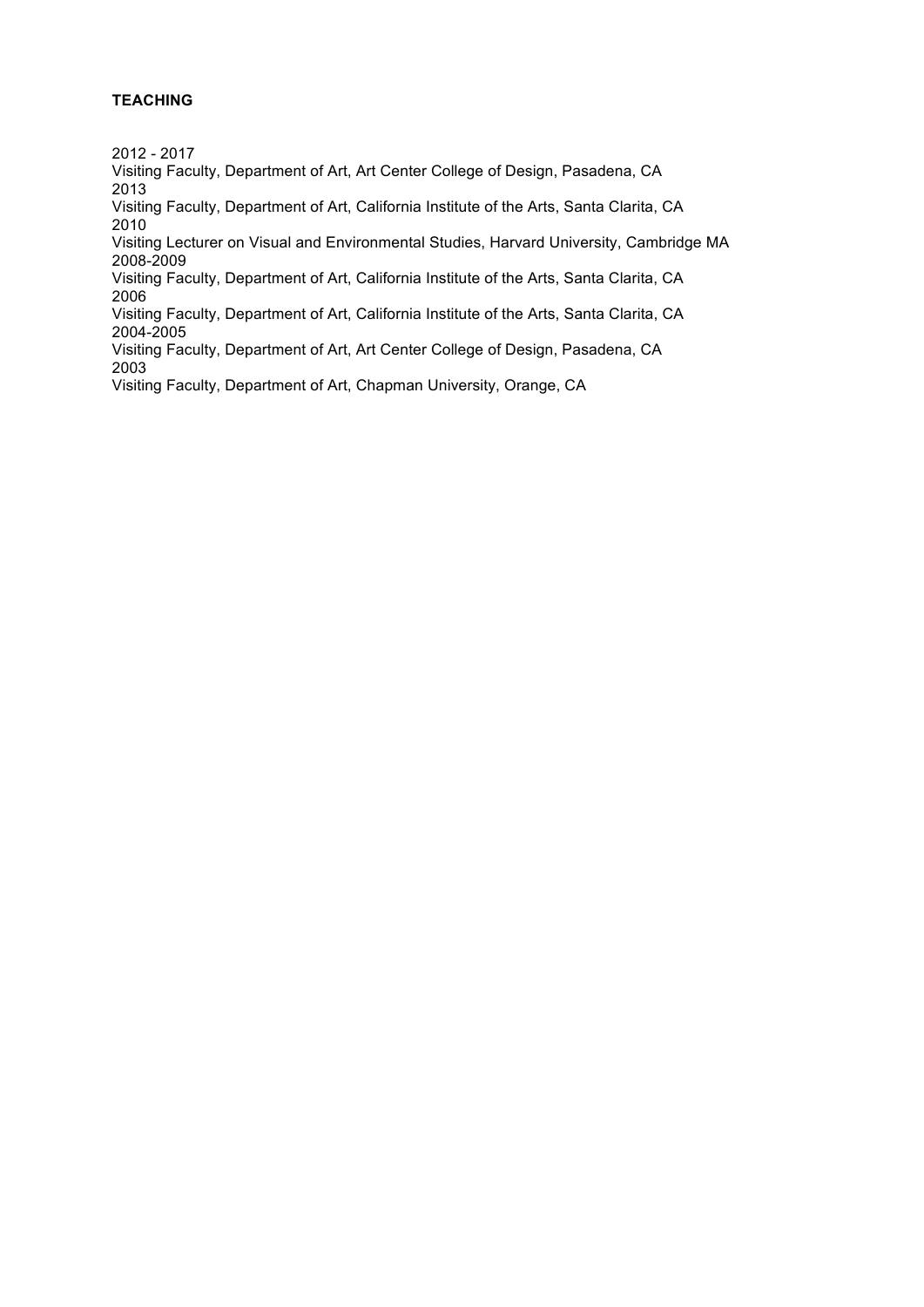**TEACHING**

2012 - 2017
Visiting Faculty, Department of Art, Art Center College of Design, Pasadena, CA
2013
Visiting Faculty, Department of Art, California Institute of the Arts, Santa Clarita, CA
2010
Visiting Lecturer on Visual and Environmental Studies, Harvard University, Cambridge MA
2008-2009
Visiting Faculty, Department of Art, California Institute of the Arts, Santa Clarita, CA
2006
Visiting Faculty, Department of Art, California Institute of the Arts, Santa Clarita, CA
2004-2005
Visiting Faculty, Department of Art, Art Center College of Design, Pasadena, CA
2003
Visiting Faculty, Department of Art, Chapman University, Orange, CA